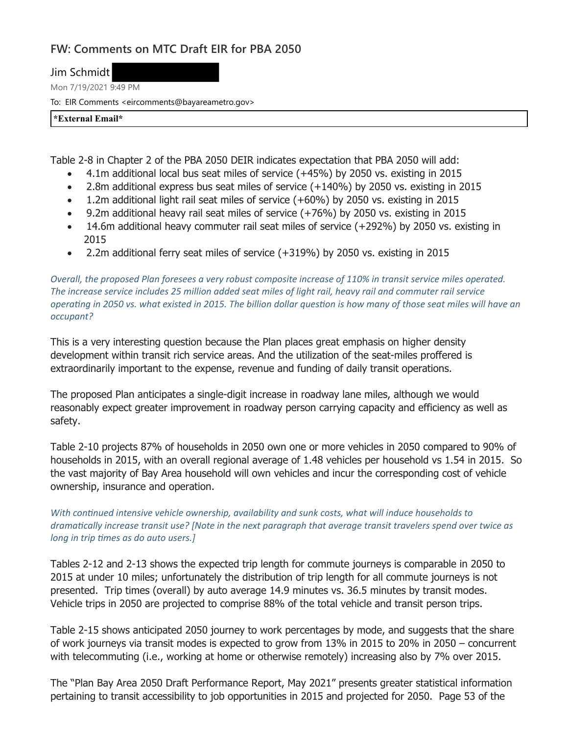# FW: Comments on MTC Draft EIR for PBA 2050

Jim Schmidt

Mon 7/19/2021 9:49 PM

To: EIR Comments <eircomments@bayareametro.gov>

**\*External Email\***

Table 2-8 in Chapter 2 of the PBA 2050 DEIR indicates expectation that PBA 2050 will add:

- 4.1m additional local bus seat miles of service (+45%) by 2050 vs. existing in 2015
- 2.8m additional express bus seat miles of service (+140%) by 2050 vs. existing in 2015
- 1.2m additional light rail seat miles of service (+60%) by 2050 vs. existing in 2015
- 9.2m additional heavy rail seat miles of service (+76%) by 2050 vs. existing in 2015
- 14.6m additional heavy commuter rail seat miles of service (+292%) by 2050 vs. existing in 2015
- 2.2m additional ferry seat miles of service (+319%) by 2050 vs. existing in 2015

*Overall, the proposed Plan foresees a very robust composite increase of 110% in transit service miles operated. The increase service includes 25 million added seat miles of light rail, heavy rail and commuter rail service operating in 2050 vs. what existed in 2015. The billion dollar question is how many of those seat miles will have an occupant?*

This is a very interesting question because the Plan places great emphasis on higher density development within transit rich service areas. And the utilization of the seat-miles proffered is extraordinarily important to the expense, revenue and funding of daily transit operations.

The proposed Plan anticipates a single-digit increase in roadway lane miles, although we would reasonably expect greater improvement in roadway person carrying capacity and efficiency as well as safety.

Table 2-10 projects 87% of households in 2050 own one or more vehicles in 2050 compared to 90% of households in 2015, with an overall regional average of 1.48 vehicles per household vs 1.54 in 2015. So the vast majority of Bay Area household will own vehicles and incur the corresponding cost of vehicle ownership, insurance and operation.

*With continued intensive vehicle ownership, availability and sunk costs, what will induce households to dramatically increase transit use? [Note in the next paragraph that average transit travelers spend over twice as long in trip times as do auto users.]*

Tables 2-12 and 2-13 shows the expected trip length for commute journeys is comparable in 2050 to 2015 at under 10 miles; unfortunately the distribution of trip length for all commute journeys is not presented. Trip times (overall) by auto average 14.9 minutes vs. 36.5 minutes by transit modes. Vehicle trips in 2050 are projected to comprise 88% of the total vehicle and transit person trips.

Table 2-15 shows anticipated 2050 journey to work percentages by mode, and suggests that the share of work journeys via transit modes is expected to grow from 13% in 2015 to 20% in 2050 – concurrent with telecommuting (i.e., working at home or otherwise remotely) increasing also by 7% over 2015.

The "Plan Bay Area 2050 Draft Performance Report, May 2021" presents greater statistical information pertaining to transit accessibility to job opportunities in 2015 and projected for 2050. Page 53 of the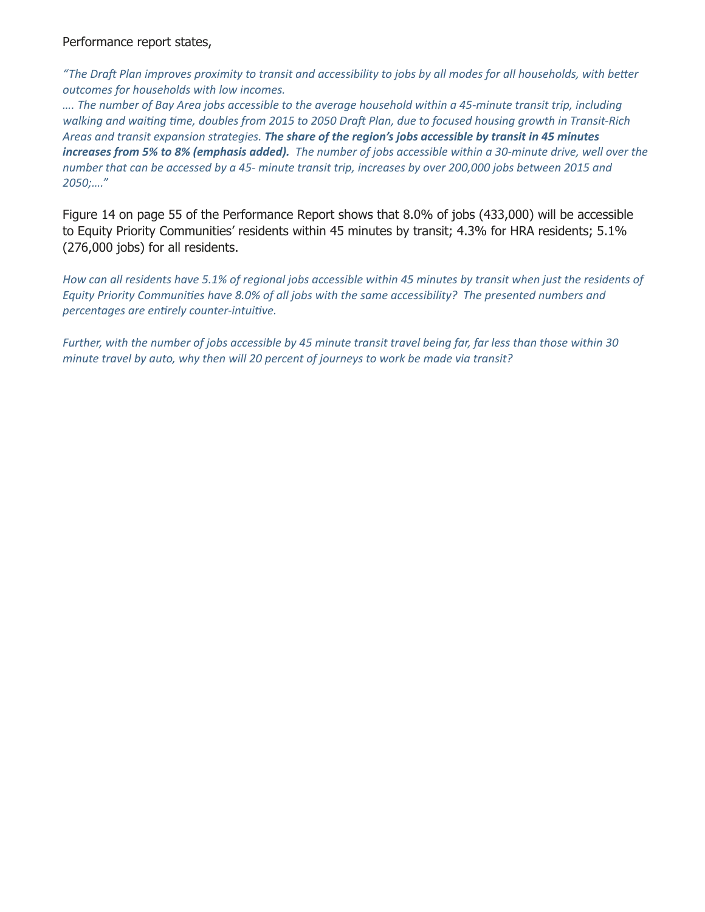Performance report states,

*"The Draft Plan improves proximity to transit and accessibility to jobs by all modes for all households, with better outcomes for households with low incomes.*
*…. The number of Bay Area jobs accessible to the average household within a 45-minute transit trip, including walking and waiting time, doubles from 2015 to 2050 Draft Plan, due to focused housing growth in Transit-Rich Areas and transit expansion strategies.* ***The share of the region's jobs accessible by transit in 45 minutes increases from 5% to 8% (emphasis added).*** *The number of jobs accessible within a 30-minute drive, well over the number that can be accessed by a 45- minute transit trip, increases by over 200,000 jobs between 2015 and 2050;…."*

Figure 14 on page 55 of the Performance Report shows that 8.0% of jobs (433,000) will be accessible to Equity Priority Communities' residents within 45 minutes by transit; 4.3% for HRA residents; 5.1% (276,000 jobs) for all residents.

*How can all residents have 5.1% of regional jobs accessible within 45 minutes by transit when just the residents of Equity Priority Communities have 8.0% of all jobs with the same accessibility? The presented numbers and percentages are entirely counter-intuitive.*

*Further, with the number of jobs accessible by 45 minute transit travel being far, far less than those within 30 minute travel by auto, why then will 20 percent of journeys to work be made via transit?*